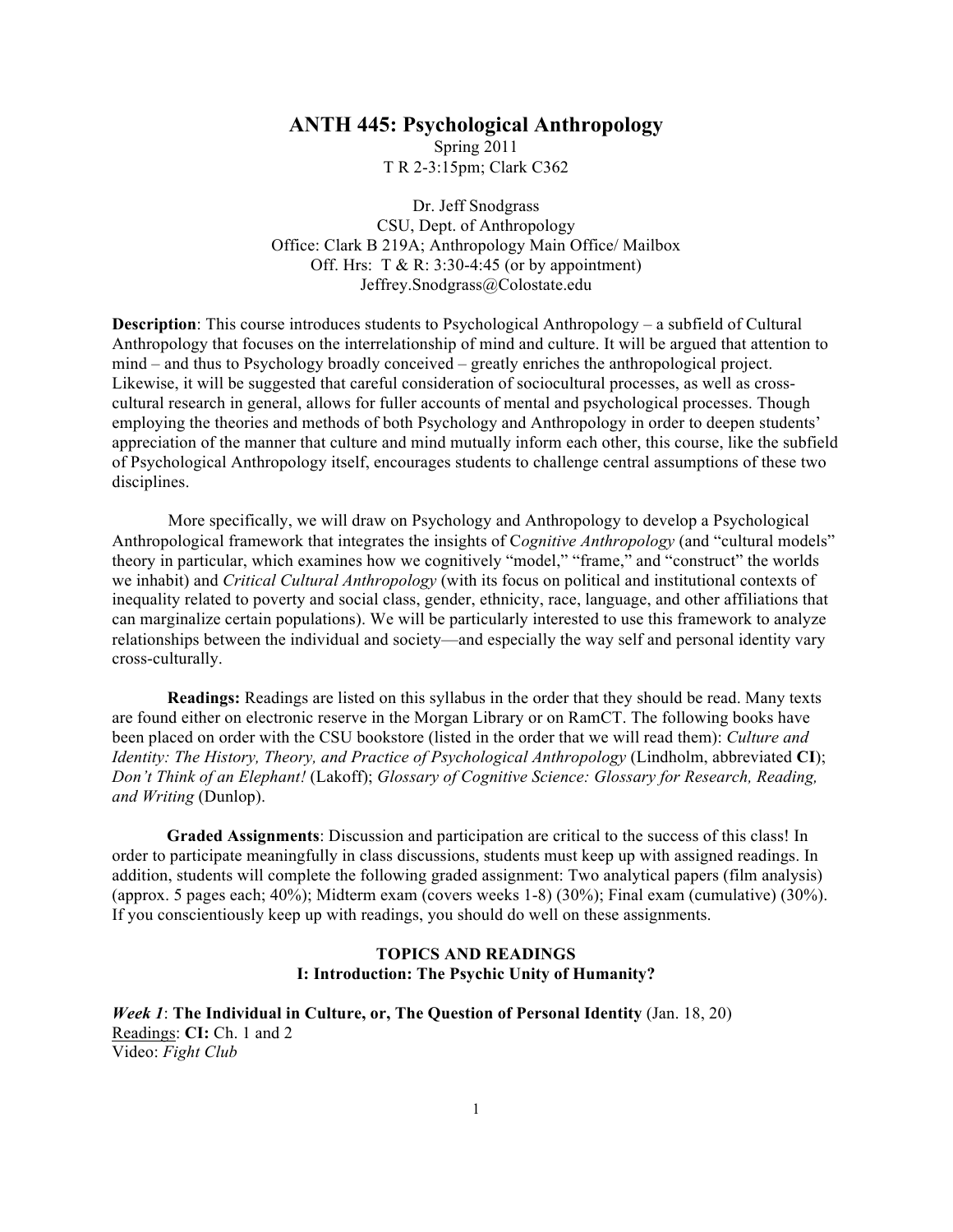# ANTH 445: Psychological Anthropology

Spring 2011
T R 2-3:15pm; Clark C362

Dr. Jeff Snodgrass
CSU, Dept. of Anthropology
Office: Clark B 219A; Anthropology Main Office/ Mailbox
Off. Hrs: T & R: 3:30-4:45 (or by appointment)
Jeffrey.Snodgrass@Colostate.edu

**Description**: This course introduces students to Psychological Anthropology – a subfield of Cultural Anthropology that focuses on the interrelationship of mind and culture. It will be argued that attention to mind – and thus to Psychology broadly conceived – greatly enriches the anthropological project. Likewise, it will be suggested that careful consideration of sociocultural processes, as well as cross-cultural research in general, allows for fuller accounts of mental and psychological processes. Though employing the theories and methods of both Psychology and Anthropology in order to deepen students' appreciation of the manner that culture and mind mutually inform each other, this course, like the subfield of Psychological Anthropology itself, encourages students to challenge central assumptions of these two disciplines.

More specifically, we will draw on Psychology and Anthropology to develop a Psychological Anthropological framework that integrates the insights of C*ognitive Anthropology* (and "cultural models" theory in particular, which examines how we cognitively "model," "frame," and "construct" the worlds we inhabit) and *Critical Cultural Anthropology* (with its focus on political and institutional contexts of inequality related to poverty and social class, gender, ethnicity, race, language, and other affiliations that can marginalize certain populations). We will be particularly interested to use this framework to analyze relationships between the individual and society—and especially the way self and personal identity vary cross-culturally.

**Readings:** Readings are listed on this syllabus in the order that they should be read. Many texts are found either on electronic reserve in the Morgan Library or on RamCT. The following books have been placed on order with the CSU bookstore (listed in the order that we will read them): *Culture and Identity: The History, Theory, and Practice of Psychological Anthropology* (Lindholm, abbreviated **CI**); *Don't Think of an Elephant!* (Lakoff); *Glossary of Cognitive Science: Glossary for Research, Reading, and Writing* (Dunlop).

**Graded Assignments**: Discussion and participation are critical to the success of this class! In order to participate meaningfully in class discussions, students must keep up with assigned readings. In addition, students will complete the following graded assignment: Two analytical papers (film analysis) (approx. 5 pages each; 40%); Midterm exam (covers weeks 1-8) (30%); Final exam (cumulative) (30%). If you conscientiously keep up with readings, you should do well on these assignments.

## TOPICS AND READINGS

### I: Introduction: The Psychic Unity of Humanity?

***Week 1***: **The Individual in Culture, or, The Question of Personal Identity** (Jan. 18, 20)
Readings: **CI:** Ch. 1 and 2
Video: *Fight Club*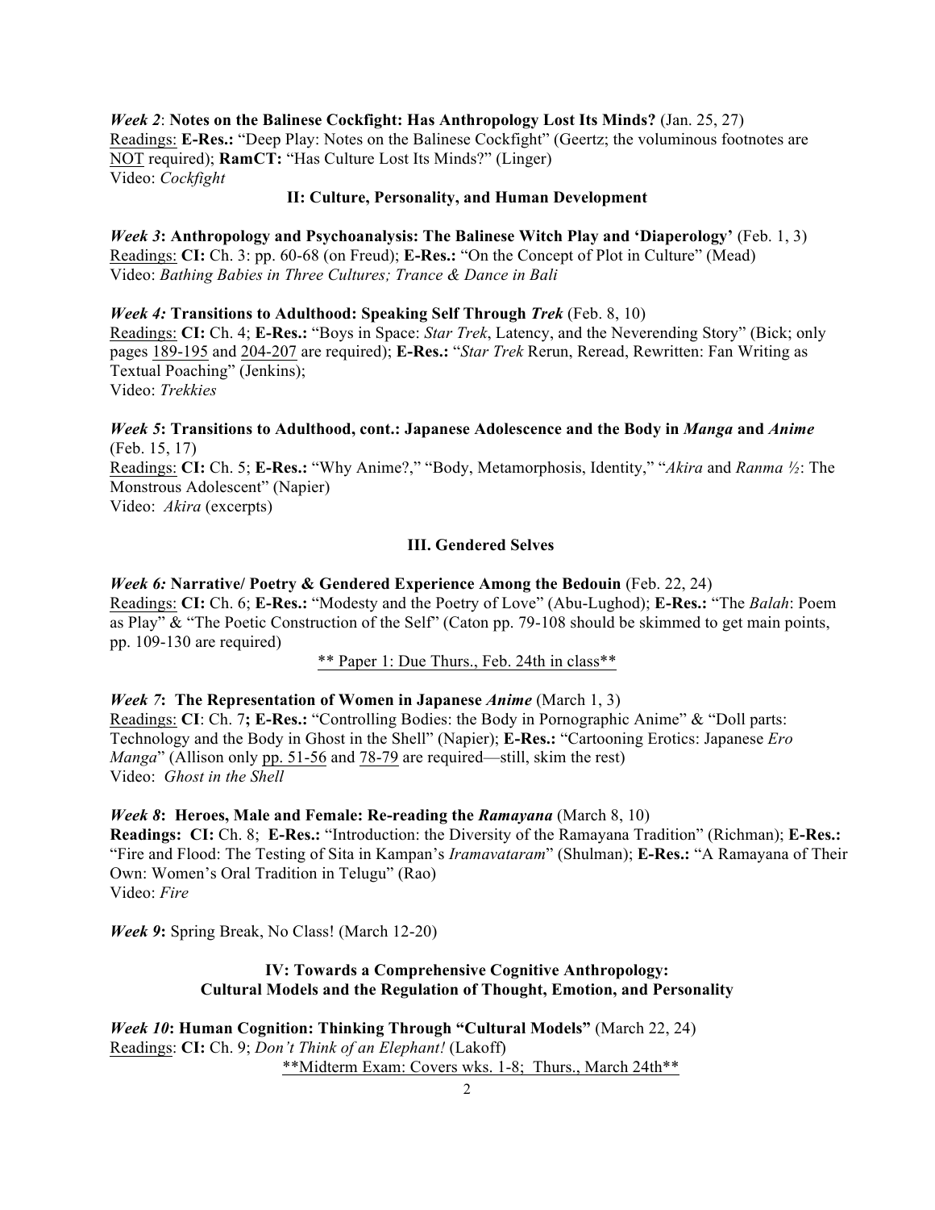*Week 2*: **Notes on the Balinese Cockfight: Has Anthropology Lost Its Minds?** (Jan. 25, 27)
Readings: **E-Res.:** "Deep Play: Notes on the Balinese Cockfight" (Geertz; the voluminous footnotes are NOT required); **RamCT:** "Has Culture Lost Its Minds?" (Linger)
Video: *Cockfight*

## II: Culture, Personality, and Human Development

*Week 3*: **Anthropology and Psychoanalysis: The Balinese Witch Play and 'Diaperology'** (Feb. 1, 3)
Readings: **CI:** Ch. 3: pp. 60-68 (on Freud); **E-Res.:** "On the Concept of Plot in Culture" (Mead)
Video: *Bathing Babies in Three Cultures; Trance & Dance in Bali*

*Week 4:* **Transitions to Adulthood: Speaking Self Through *Trek*** (Feb. 8, 10)
Readings: **CI:** Ch. 4; **E-Res.:** "Boys in Space: *Star Trek*, Latency, and the Neverending Story" (Bick; only pages 189-195 and 204-207 are required); **E-Res.:** "*Star Trek* Rerun, Reread, Rewritten: Fan Writing as Textual Poaching" (Jenkins);
Video: *Trekkies*

*Week 5*: **Transitions to Adulthood, cont.: Japanese Adolescence and the Body in *Manga* and *Anime*** (Feb. 15, 17)
Readings: **CI:** Ch. 5; **E-Res.:** "Why Anime?," "Body, Metamorphosis, Identity," "*Akira* and *Ranma ½*: The Monstrous Adolescent" (Napier)
Video: *Akira* (excerpts)

## III. Gendered Selves

*Week 6:* **Narrative/ Poetry & Gendered Experience Among the Bedouin** (Feb. 22, 24)
Readings: **CI:** Ch. 6; **E-Res.:** "Modesty and the Poetry of Love" (Abu-Lughod); **E-Res.:** "The *Balah*: Poem as Play" & "The Poetic Construction of the Self" (Caton pp. 79-108 should be skimmed to get main points, pp. 109-130 are required)

** Paper 1: Due Thurs., Feb. 24th in class**

*Week 7*: **The Representation of Women in Japanese *Anime*** (March 1, 3)
Readings: **CI**: Ch. 7**; E-Res.:** "Controlling Bodies: the Body in Pornographic Anime" & "Doll parts: Technology and the Body in Ghost in the Shell" (Napier); **E-Res.:** "Cartooning Erotics: Japanese *Ero Manga*" (Allison only pp. 51-56 and 78-79 are required—still, skim the rest)
Video: *Ghost in the Shell*

*Week 8*: **Heroes, Male and Female: Re-reading the *Ramayana*** (March 8, 10)
**Readings: CI:** Ch. 8; **E-Res.:** "Introduction: the Diversity of the Ramayana Tradition" (Richman); **E-Res.:** "Fire and Flood: The Testing of Sita in Kampan's *Iramavataram*" (Shulman); **E-Res.:** "A Ramayana of Their Own: Women's Oral Tradition in Telugu" (Rao)
Video: *Fire*

*Week 9***:** Spring Break, No Class! (March 12-20)

## IV: Towards a Comprehensive Cognitive Anthropology: Cultural Models and the Regulation of Thought, Emotion, and Personality

*Week 10***: Human Cognition: Thinking Through "Cultural Models"** (March 22, 24)
Readings: **CI:** Ch. 9; *Don't Think of an Elephant!* (Lakoff)

**Midterm Exam: Covers wks. 1-8; Thurs., March 24th**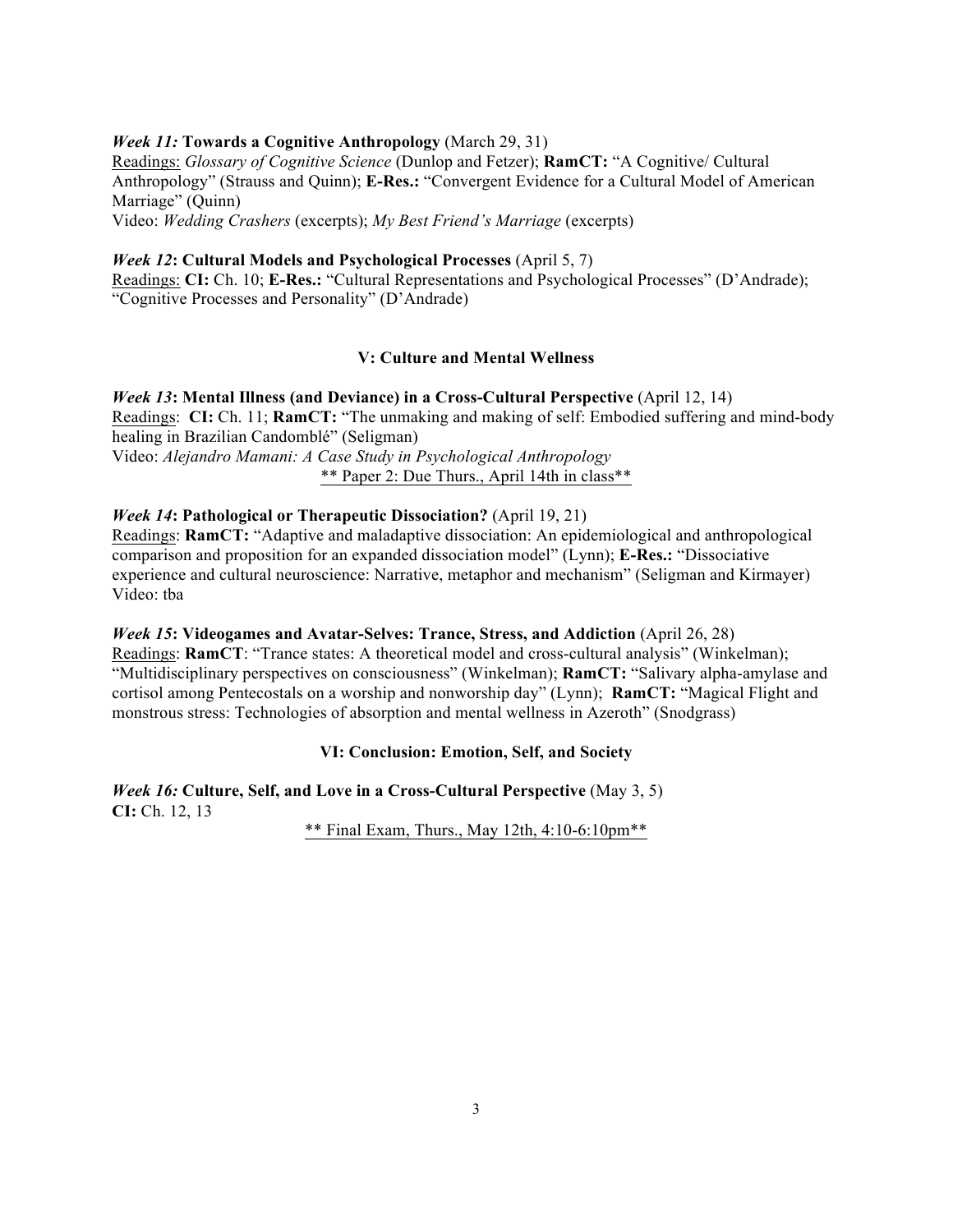*Week 11:* **Towards a Cognitive Anthropology** (March 29, 31)
Readings: *Glossary of Cognitive Science* (Dunlop and Fetzer); **RamCT:** "A Cognitive/ Cultural Anthropology" (Strauss and Quinn); **E-Res.:** "Convergent Evidence for a Cultural Model of American Marriage" (Quinn)
Video: *Wedding Crashers* (excerpts); *My Best Friend's Marriage* (excerpts)

*Week 12*: **Cultural Models and Psychological Processes** (April 5, 7)
Readings: **CI:** Ch. 10; **E-Res.:** "Cultural Representations and Psychological Processes" (D'Andrade); "Cognitive Processes and Personality" (D'Andrade)

## V: Culture and Mental Wellness

*Week 13*: **Mental Illness (and Deviance) in a Cross-Cultural Perspective** (April 12, 14)
Readings: **CI:** Ch. 11; **RamCT:** "The unmaking and making of self: Embodied suffering and mind-body healing in Brazilian Candomblé" (Seligman)
Video: *Alejandro Mamani: A Case Study in Psychological Anthropology*
** Paper 2: Due Thurs., April 14th in class**

*Week 14*: **Pathological or Therapeutic Dissociation?** (April 19, 21)
Readings: **RamCT:** "Adaptive and maladaptive dissociation: An epidemiological and anthropological comparison and proposition for an expanded dissociation model" (Lynn); **E-Res.:** "Dissociative experience and cultural neuroscience: Narrative, metaphor and mechanism" (Seligman and Kirmayer)
Video: tba

*Week 15*: **Videogames and Avatar-Selves: Trance, Stress, and Addiction** (April 26, 28)
Readings: **RamCT**: "Trance states: A theoretical model and cross-cultural analysis" (Winkelman); "Multidisciplinary perspectives on consciousness" (Winkelman); **RamCT:** "Salivary alpha-amylase and cortisol among Pentecostals on a worship and nonworship day" (Lynn); **RamCT:** "Magical Flight and monstrous stress: Technologies of absorption and mental wellness in Azeroth" (Snodgrass)

## VI: Conclusion: Emotion, Self, and Society

*Week 16:* **Culture, Self, and Love in a Cross-Cultural Perspective** (May 3, 5)
**CI:** Ch. 12, 13
** Final Exam, Thurs., May 12th, 4:10-6:10pm**